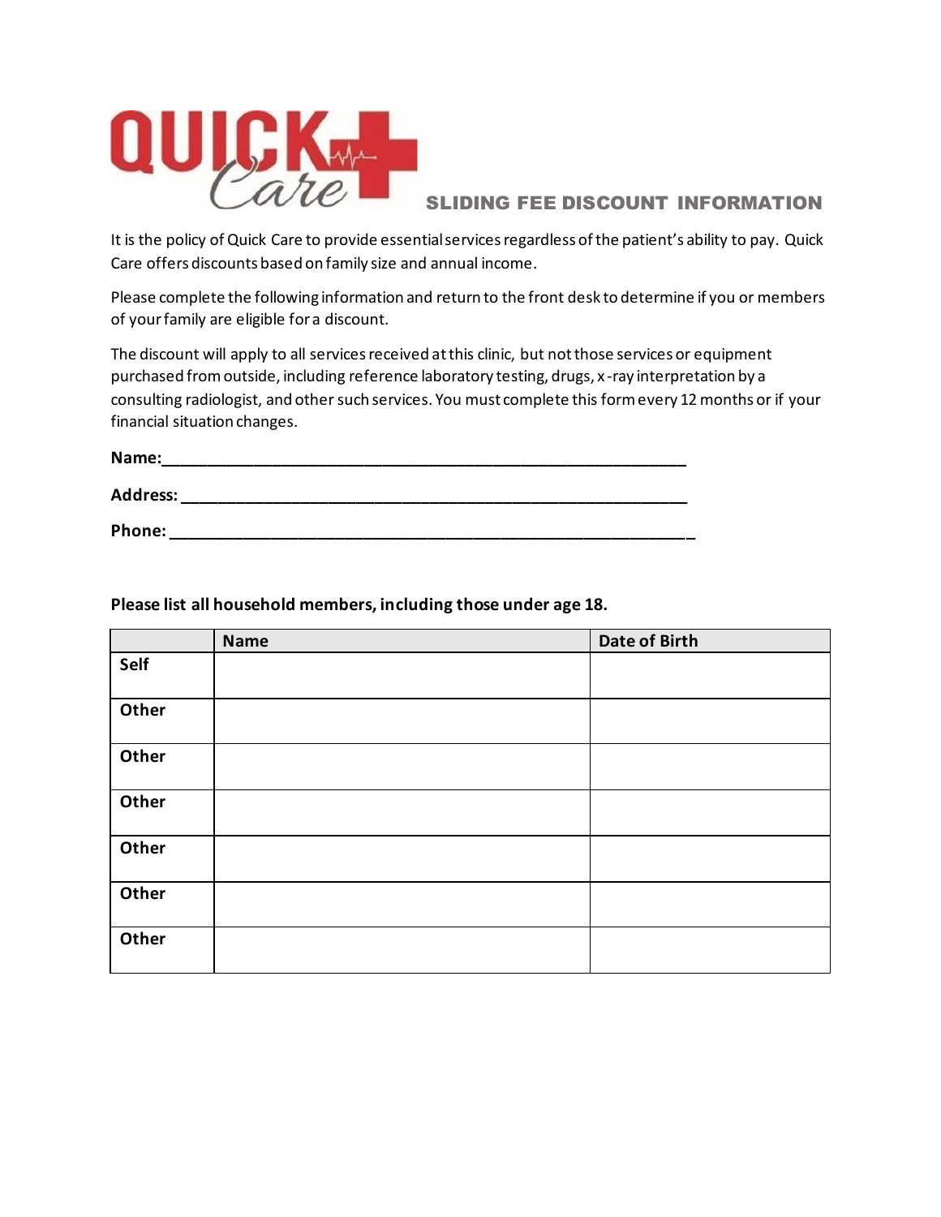# QUICK Care

## SLIDING FEE DISCOUNT INFORMATION

It is the policy of Quick Care to provide essential services regardless of the patient's ability to pay. Quick Care offers discounts based on family size and annual income.

Please complete the following information and return to the front desk to determine if you or members of your family are eligible for a discount.

The discount will apply to all services received at this clinic, but not those services or equipment purchased from outside, including reference laboratory testing, drugs, x-ray interpretation by a consulting radiologist, and other such services. You must complete this form every 12 months or if your financial situation changes.

**Name:**_______________________________________________________________

**Address:** _____________________________________________________________

**Phone:** ______________________________________________________________

**Please list all household members, including those under age 18.**

| | Name | Date of Birth |
|---|---|---|
| **Self** | | |
| **Other** | | |
| **Other** | | |
| **Other** | | |
| **Other** | | |
| **Other** | | |
| **Other** | | |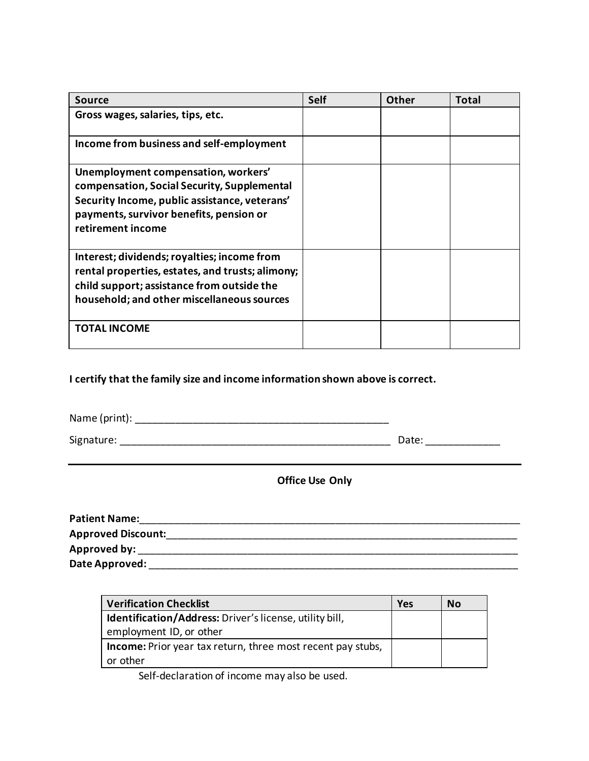| Source | Self | Other | Total |
|---|---|---|---|
| **Gross wages, salaries, tips, etc.** | | | |
| **Income from business and self-employment** | | | |
| **Unemployment compensation, workers' compensation, Social Security, Supplemental Security Income, public assistance, veterans' payments, survivor benefits, pension or retirement income** | | | |
| **Interest; dividends; royalties; income from rental properties, estates, and trusts; alimony; child support; assistance from outside the household; and other miscellaneous sources** | | | |
| **TOTAL INCOME** | | | |

**I certify that the family size and income information shown above is correct.**

Name (print): _____________________________________________

Signature: ________________________________________________ Date: _____________

---

**Office Use Only**

**Patient Name:**_____________________________________________________________________

**Approved Discount:**_______________________________________________________________

**Approved by:** _____________________________________________________________________

**Date Approved:** ___________________________________________________________________

| Verification Checklist | Yes | No |
|---|---|---|
| **Identification/Address:** Driver's license, utility bill, employment ID, or other | | |
| **Income:** Prior year tax return, three most recent pay stubs, or other | | |

Self-declaration of income may also be used.